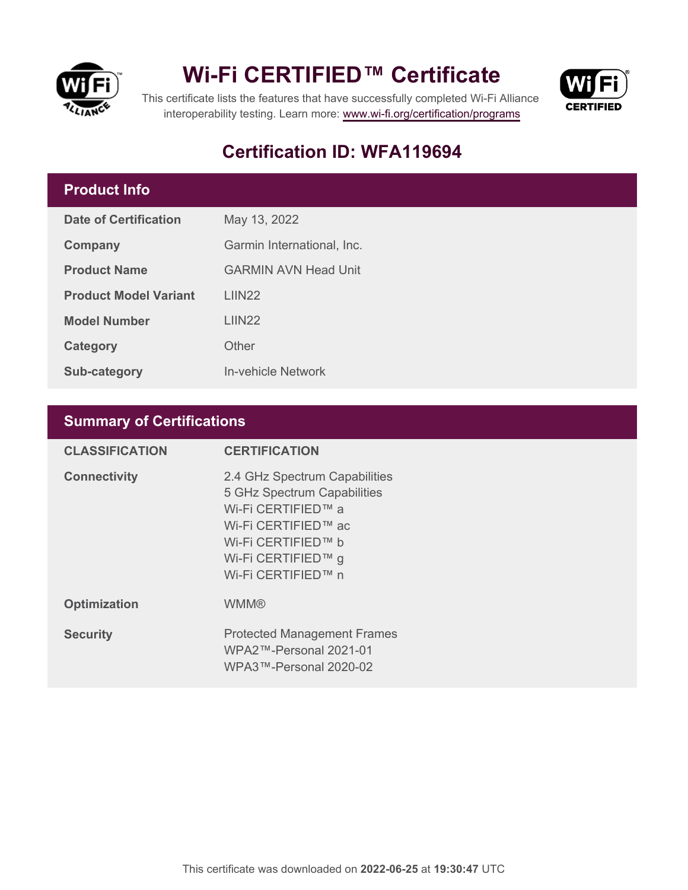# Wi-Fi CERTIFIED™ Certificate

This certificate lists the features that have successfully completed Wi-Fi Alliance interoperability testing. Learn more: www.wi-fi.org/certification/programs

## Certification ID: WFA119694

## Product Info

| | |
|---|---|
| **Date of Certification** | May 13, 2022 |
| **Company** | Garmin International, Inc. |
| **Product Name** | GARMIN AVN Head Unit |
| **Product Model Variant** | LIIN22 |
| **Model Number** | LIIN22 |
| **Category** | Other |
| **Sub-category** | In-vehicle Network |

## Summary of Certifications

| CLASSIFICATION | CERTIFICATION |
|---|---|
| **Connectivity** | 2.4 GHz Spectrum Capabilities<br>5 GHz Spectrum Capabilities<br>Wi-Fi CERTIFIED™ a<br>Wi-Fi CERTIFIED™ ac<br>Wi-Fi CERTIFIED™ b<br>Wi-Fi CERTIFIED™ g<br>Wi-Fi CERTIFIED™ n |
| **Optimization** | WMM® |
| **Security** | Protected Management Frames<br>WPA2™-Personal 2021-01<br>WPA3™-Personal 2020-02 |

This certificate was downloaded on **2022-06-25** at **19:30:47** UTC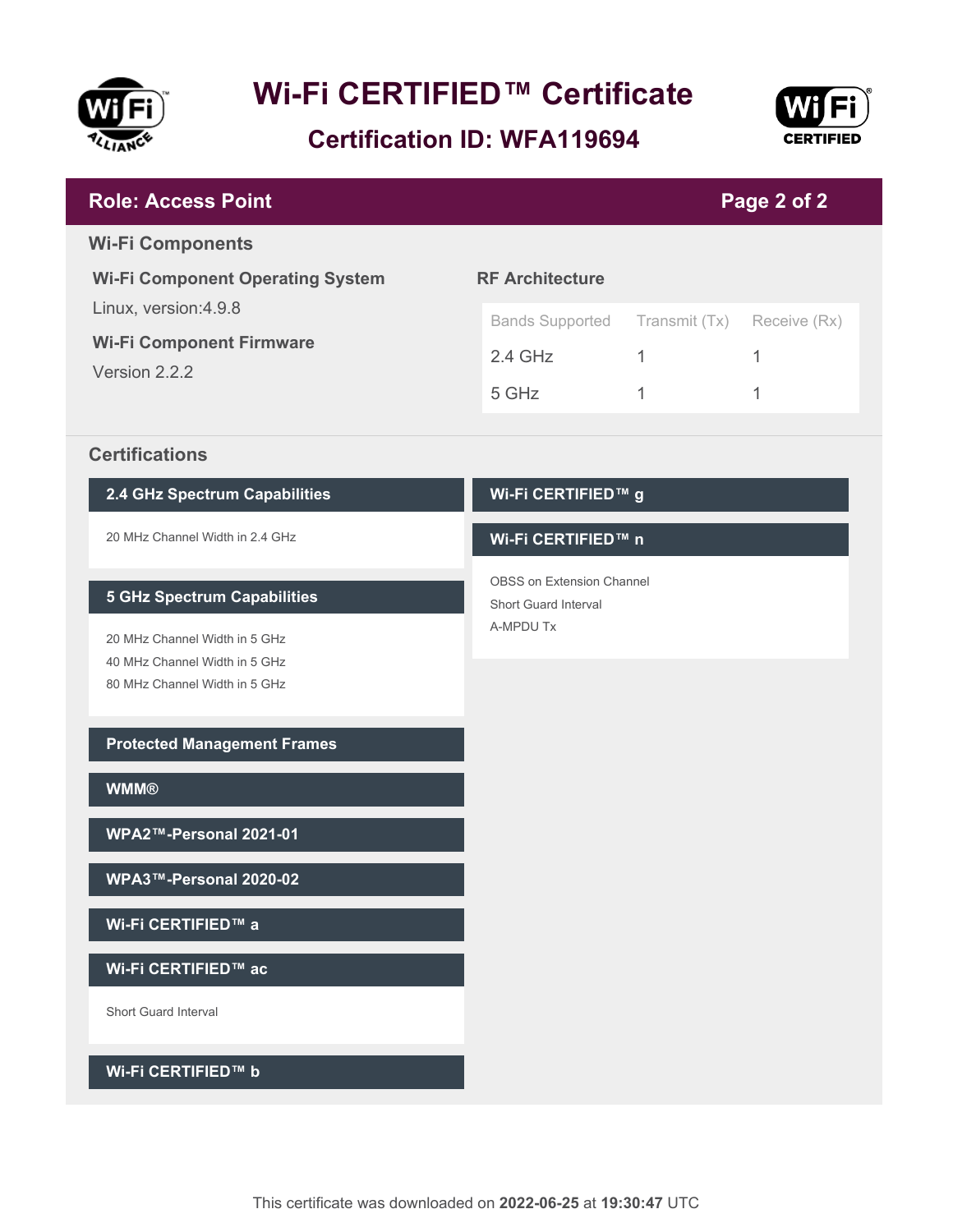# Wi-Fi CERTIFIED™ Certificate

## Certification ID: WFA119694

**Role: Access Point**

## Wi-Fi Components

### Wi-Fi Component Operating System

Linux, version:4.9.8

### Wi-Fi Component Firmware

Version 2.2.2

### RF Architecture

| Bands Supported | Transmit (Tx) | Receive (Rx) |
|---|---|---|
| 2.4 GHz | 1 | 1 |
| 5 GHz | 1 | 1 |

## Certifications

### 2.4 GHz Spectrum Capabilities

20 MHz Channel Width in 2.4 GHz

### 5 GHz Spectrum Capabilities

20 MHz Channel Width in 5 GHz
40 MHz Channel Width in 5 GHz
80 MHz Channel Width in 5 GHz

### Protected Management Frames

### WMM®

### WPA2™-Personal 2021-01

### WPA3™-Personal 2020-02

### Wi-Fi CERTIFIED™ a

### Wi-Fi CERTIFIED™ ac

Short Guard Interval

### Wi-Fi CERTIFIED™ b

### Wi-Fi CERTIFIED™ g

### Wi-Fi CERTIFIED™ n

OBSS on Extension Channel
Short Guard Interval
A-MPDU Tx

This certificate was downloaded on **2022-06-25** at **19:30:47** UTC